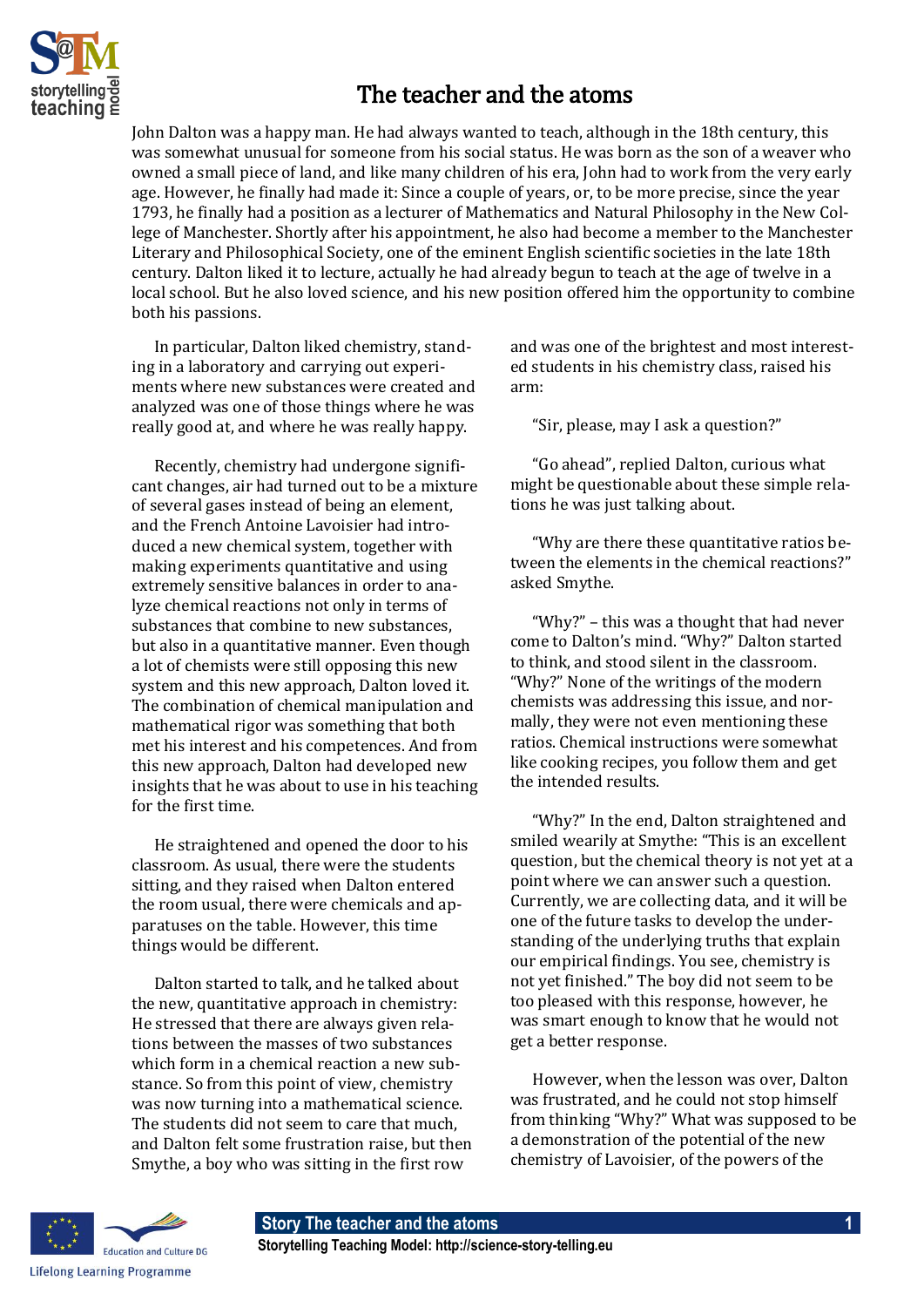# The teacher and the atoms

John Dalton was a happy man. He had always wanted to teach, although in the 18th century, this was somewhat unusual for someone from his social status. He was born as the son of a weaver who owned a small piece of land, and like many children of his era, John had to work from the very early age. However, he finally had made it: Since a couple of years, or, to be more precise, since the year 1793, he finally had a position as a lecturer of Mathematics and Natural Philosophy in the New College of Manchester. Shortly after his appointment, he also had become a member to the Manchester Literary and Philosophical Society, one of the eminent English scientific societies in the late 18th century. Dalton liked it to lecture, actually he had already begun to teach at the age of twelve in a local school. But he also loved science, and his new position offered him the opportunity to combine both his passions.

In particular, Dalton liked chemistry, standing in a laboratory and carrying out experiments where new substances were created and analyzed was one of those things where he was really good at, and where he was really happy.

Recently, chemistry had undergone significant changes, air had turned out to be a mixture of several gases instead of being an element, and the French Antoine Lavoisier had introduced a new chemical system, together with making experiments quantitative and using extremely sensitive balances in order to analyze chemical reactions not only in terms of substances that combine to new substances, but also in a quantitative manner. Even though a lot of chemists were still opposing this new system and this new approach, Dalton loved it. The combination of chemical manipulation and mathematical rigor was something that both met his interest and his competences. And from this new approach, Dalton had developed new insights that he was about to use in his teaching for the first time.

He straightened and opened the door to his classroom. As usual, there were the students sitting, and they raised when Dalton entered the room usual, there were chemicals and apparatuses on the table. However, this time things would be different.

Dalton started to talk, and he talked about the new, quantitative approach in chemistry: He stressed that there are always given relations between the masses of two substances which form in a chemical reaction a new substance. So from this point of view, chemistry was now turning into a mathematical science. The students did not seem to care that much, and Dalton felt some frustration raise, but then Smythe, a boy who was sitting in the first row and was one of the brightest and most interested students in his chemistry class, raised his arm:

"Sir, please, may I ask a question?"

"Go ahead", replied Dalton, curious what might be questionable about these simple relations he was just talking about.

"Why are there these quantitative ratios between the elements in the chemical reactions?" asked Smythe.

"Why?" – this was a thought that had never come to Dalton's mind. "Why?" Dalton started to think, and stood silent in the classroom. "Why?" None of the writings of the modern chemists was addressing this issue, and normally, they were not even mentioning these ratios. Chemical instructions were somewhat like cooking recipes, you follow them and get the intended results.

"Why?" In the end, Dalton straightened and smiled wearily at Smythe: "This is an excellent question, but the chemical theory is not yet at a point where we can answer such a question. Currently, we are collecting data, and it will be one of the future tasks to develop the understanding of the underlying truths that explain our empirical findings. You see, chemistry is not yet finished." The boy did not seem to be too pleased with this response, however, he was smart enough to know that he would not get a better response.

However, when the lesson was over, Dalton was frustrated, and he could not stop himself from thinking "Why?" What was supposed to be a demonstration of the potential of the new chemistry of Lavoisier, of the powers of the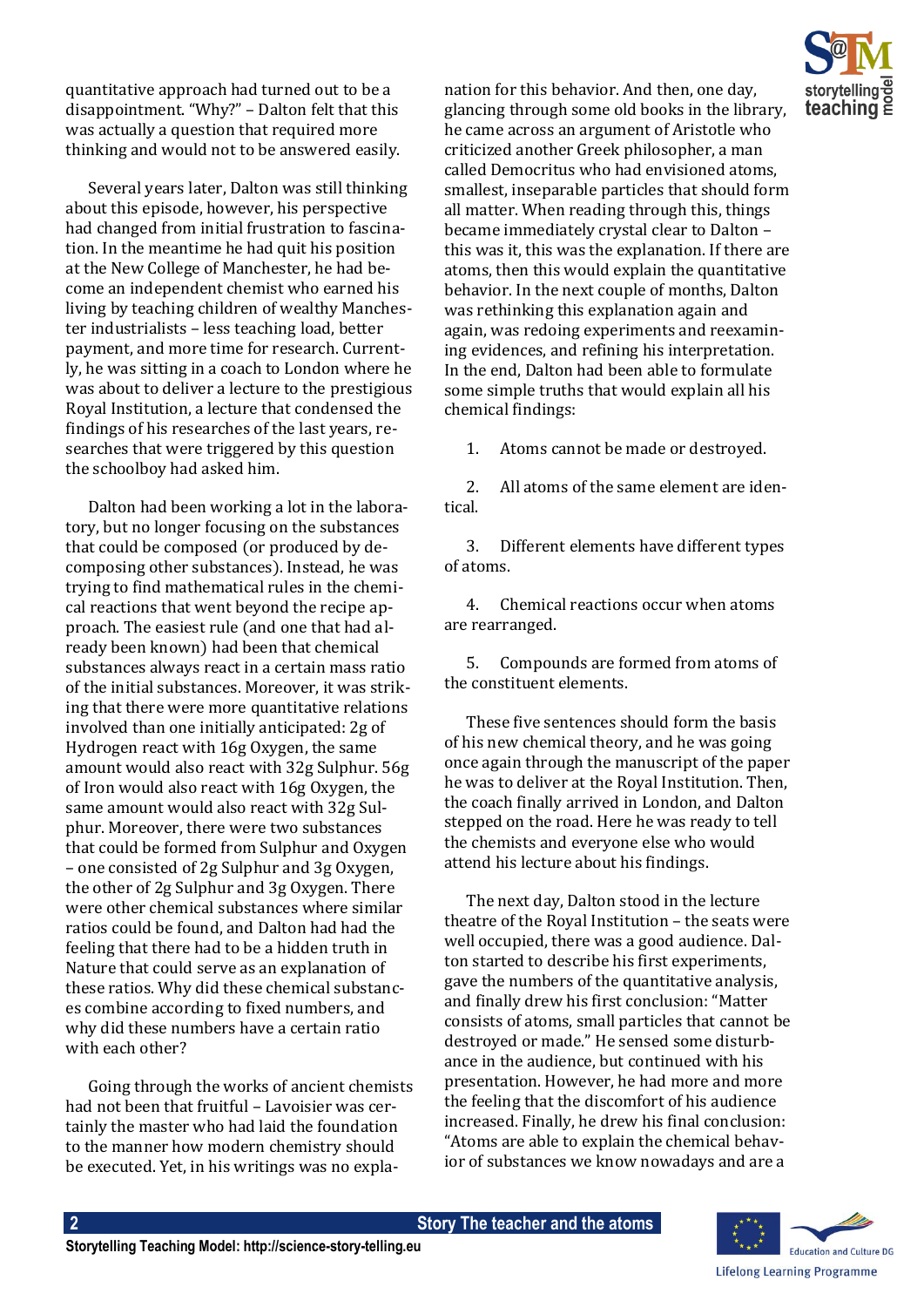quantitative approach had turned out to be a disappointment. “Why?” – Dalton felt that this was actually a question that required more thinking and would not to be answered easily.

Several years later, Dalton was still thinking about this episode, however, his perspective had changed from initial frustration to fascination. In the meantime he had quit his position at the New College of Manchester, he had become an independent chemist who earned his living by teaching children of wealthy Manchester industrialists – less teaching load, better payment, and more time for research. Currently, he was sitting in a coach to London where he was about to deliver a lecture to the prestigious Royal Institution, a lecture that condensed the findings of his researches of the last years, researches that were triggered by this question the schoolboy had asked him.

Dalton had been working a lot in the laboratory, but no longer focusing on the substances that could be composed (or produced by decomposing other substances). Instead, he was trying to find mathematical rules in the chemical reactions that went beyond the recipe approach. The easiest rule (and one that had already been known) had been that chemical substances always react in a certain mass ratio of the initial substances. Moreover, it was striking that there were more quantitative relations involved than one initially anticipated: 2g of Hydrogen react with 16g Oxygen, the same amount would also react with 32g Sulphur. 56g of Iron would also react with 16g Oxygen, the same amount would also react with 32g Sulphur. Moreover, there were two substances that could be formed from Sulphur and Oxygen – one consisted of 2g Sulphur and 3g Oxygen, the other of 2g Sulphur and 3g Oxygen. There were other chemical substances where similar ratios could be found, and Dalton had had the feeling that there had to be a hidden truth in Nature that could serve as an explanation of these ratios. Why did these chemical substances combine according to fixed numbers, and why did these numbers have a certain ratio with each other?

Going through the works of ancient chemists had not been that fruitful – Lavoisier was certainly the master who had laid the foundation to the manner how modern chemistry should be executed. Yet, in his writings was no explanation for this behavior. And then, one day, glancing through some old books in the library, he came across an argument of Aristotle who criticized another Greek philosopher, a man called Democritus who had envisioned atoms, smallest, inseparable particles that should form all matter. When reading through this, things became immediately crystal clear to Dalton – this was it, this was the explanation. If there are atoms, then this would explain the quantitative behavior. In the next couple of months, Dalton was rethinking this explanation again and again, was redoing experiments and reexamining evidences, and refining his interpretation. In the end, Dalton had been able to formulate some simple truths that would explain all his chemical findings:

1. Atoms cannot be made or destroyed.
2. All atoms of the same element are identical.
3. Different elements have different types of atoms.
4. Chemical reactions occur when atoms are rearranged.
5. Compounds are formed from atoms of the constituent elements.

These five sentences should form the basis of his new chemical theory, and he was going once again through the manuscript of the paper he was to deliver at the Royal Institution. Then, the coach finally arrived in London, and Dalton stepped on the road. Here he was ready to tell the chemists and everyone else who would attend his lecture about his findings.

The next day, Dalton stood in the lecture theatre of the Royal Institution – the seats were well occupied, there was a good audience. Dalton started to describe his first experiments, gave the numbers of the quantitative analysis, and finally drew his first conclusion: “Matter consists of atoms, small particles that cannot be destroyed or made.” He sensed some disturbance in the audience, but continued with his presentation. However, he had more and more the feeling that the discomfort of his audience increased. Finally, he drew his final conclusion: “Atoms are able to explain the chemical behavior of substances we know nowadays and are a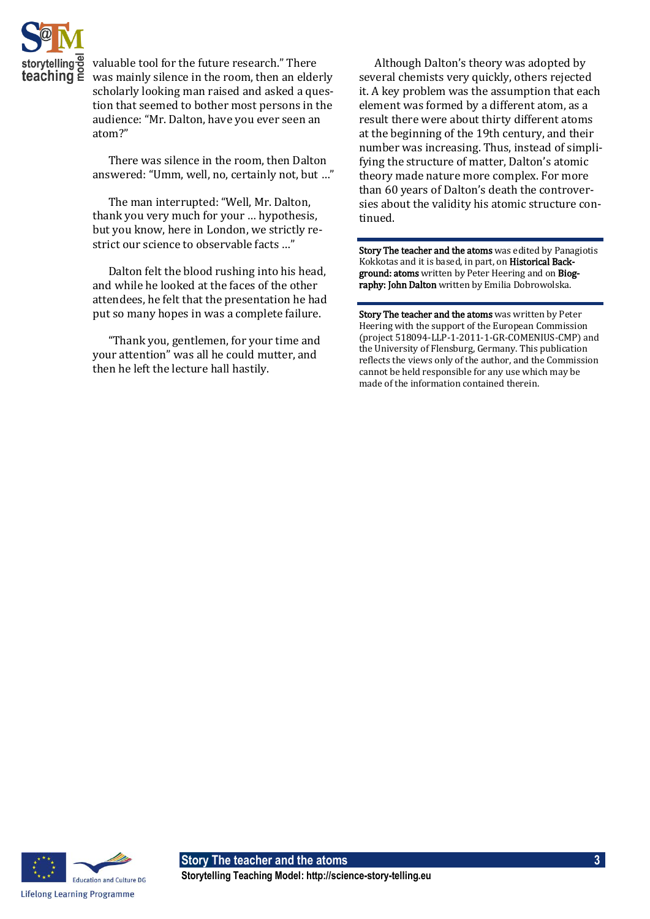valuable tool for the future research." There was mainly silence in the room, then an elderly scholarly looking man raised and asked a question that seemed to bother most persons in the audience: "Mr. Dalton, have you ever seen an atom?"

There was silence in the room, then Dalton answered: "Umm, well, no, certainly not, but …"

The man interrupted: "Well, Mr. Dalton, thank you very much for your … hypothesis, but you know, here in London, we strictly restrict our science to observable facts …"

Dalton felt the blood rushing into his head, and while he looked at the faces of the other attendees, he felt that the presentation he had put so many hopes in was a complete failure.

"Thank you, gentlemen, for your time and your attention" was all he could mutter, and then he left the lecture hall hastily.

Although Dalton's theory was adopted by several chemists very quickly, others rejected it. A key problem was the assumption that each element was formed by a different atom, as a result there were about thirty different atoms at the beginning of the 19th century, and their number was increasing. Thus, instead of simplifying the structure of matter, Dalton's atomic theory made nature more complex. For more than 60 years of Dalton's death the controversies about the validity his atomic structure continued.

---

**Story The teacher and the atoms** was edited by Panagiotis Kokkotas and it is based, in part, on **Historical Background: atoms** written by Peter Heering and on **Biography: John Dalton** written by Emilia Dobrowolska.

---

**Story The teacher and the atoms** was written by Peter Heering with the support of the European Commission (project 518094-LLP-1-2011-1-GR-COMENIUS-CMP) and the University of Flensburg, Germany. This publication reflects the views only of the author, and the Commission cannot be held responsible for any use which may be made of the information contained therein.